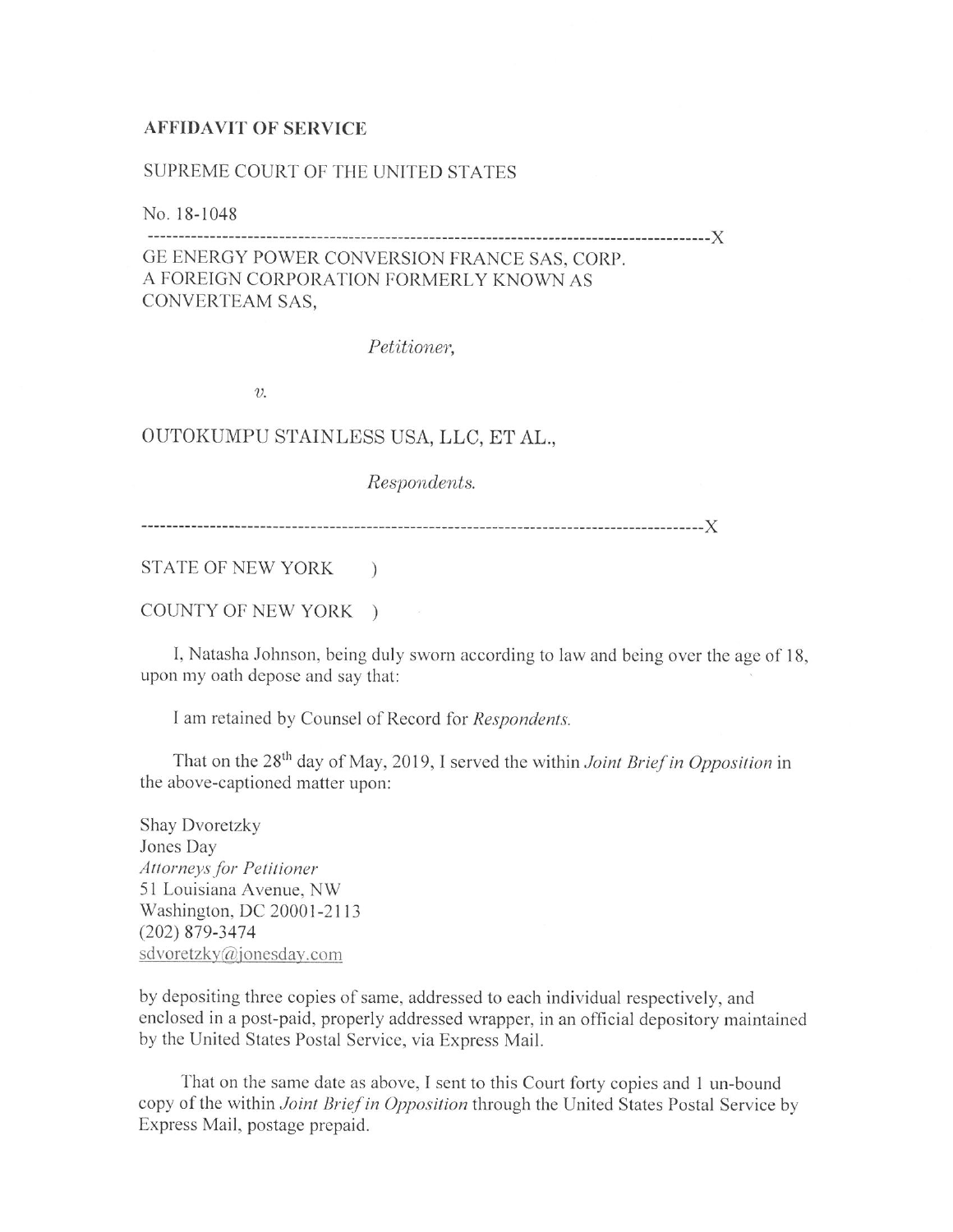**AFFIDAVIT OF SERVICE**

SUPREME COURT OF THE UNITED STATES

No. 18-1048

------------------------------------------------------------------------------------------X

GE ENERGY POWER CONVERSION FRANCE SAS, CORP.
A FOREIGN CORPORATION FORMERLY KNOWN AS
CONVERTEAM SAS,

*Petitioner,*

*v.*

OUTOKUMPU STAINLESS USA, LLC, ET AL.,

*Respondents.*

------------------------------------------------------------------------------------------X

STATE OF NEW YORK )

COUNTY OF NEW YORK )

I, Natasha Johnson, being duly sworn according to law and being over the age of 18, upon my oath depose and say that:

I am retained by Counsel of Record for *Respondents.*

That on the 28th day of May, 2019, I served the within *Joint Brief in Opposition* in the above-captioned matter upon:

Shay Dvoretzky
Jones Day
*Attorneys for Petitioner*
51 Louisiana Avenue, NW
Washington, DC 20001-2113
(202) 879-3474
sdvoretzky@jonesday.com

by depositing three copies of same, addressed to each individual respectively, and enclosed in a post-paid, properly addressed wrapper, in an official depository maintained by the United States Postal Service, via Express Mail.

That on the same date as above, I sent to this Court forty copies and 1 un-bound copy of the within *Joint Brief in Opposition* through the United States Postal Service by Express Mail, postage prepaid.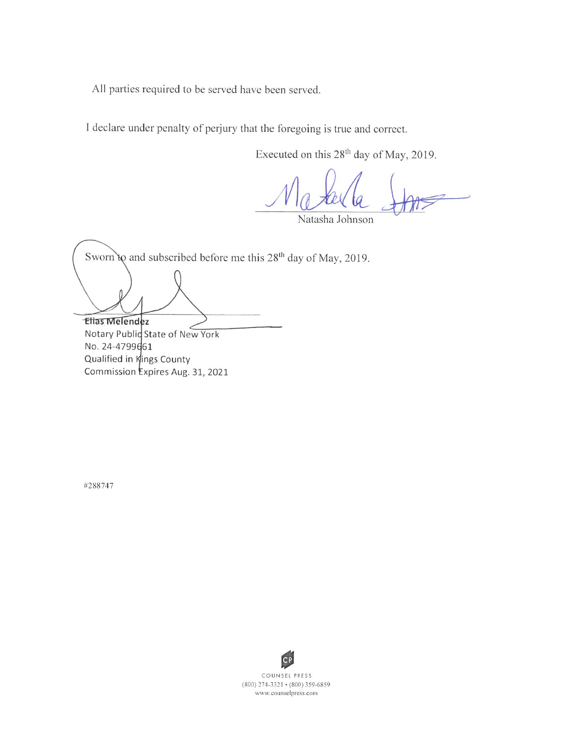All parties required to be served have been served.

I declare under penalty of perjury that the foregoing is true and correct.

Executed on this 28th day of May, 2019.

Natasha Johnson

Sworn to and subscribed before me this 28th day of May, 2019.

Elias Melendez
Notary Public State of New York
No. 24-4799661
Qualified in Kings County
Commission Expires Aug. 31, 2021

#288747

COUNSEL PRESS
(800) 274-3321 • (800) 359-6859
www.counselpress.com